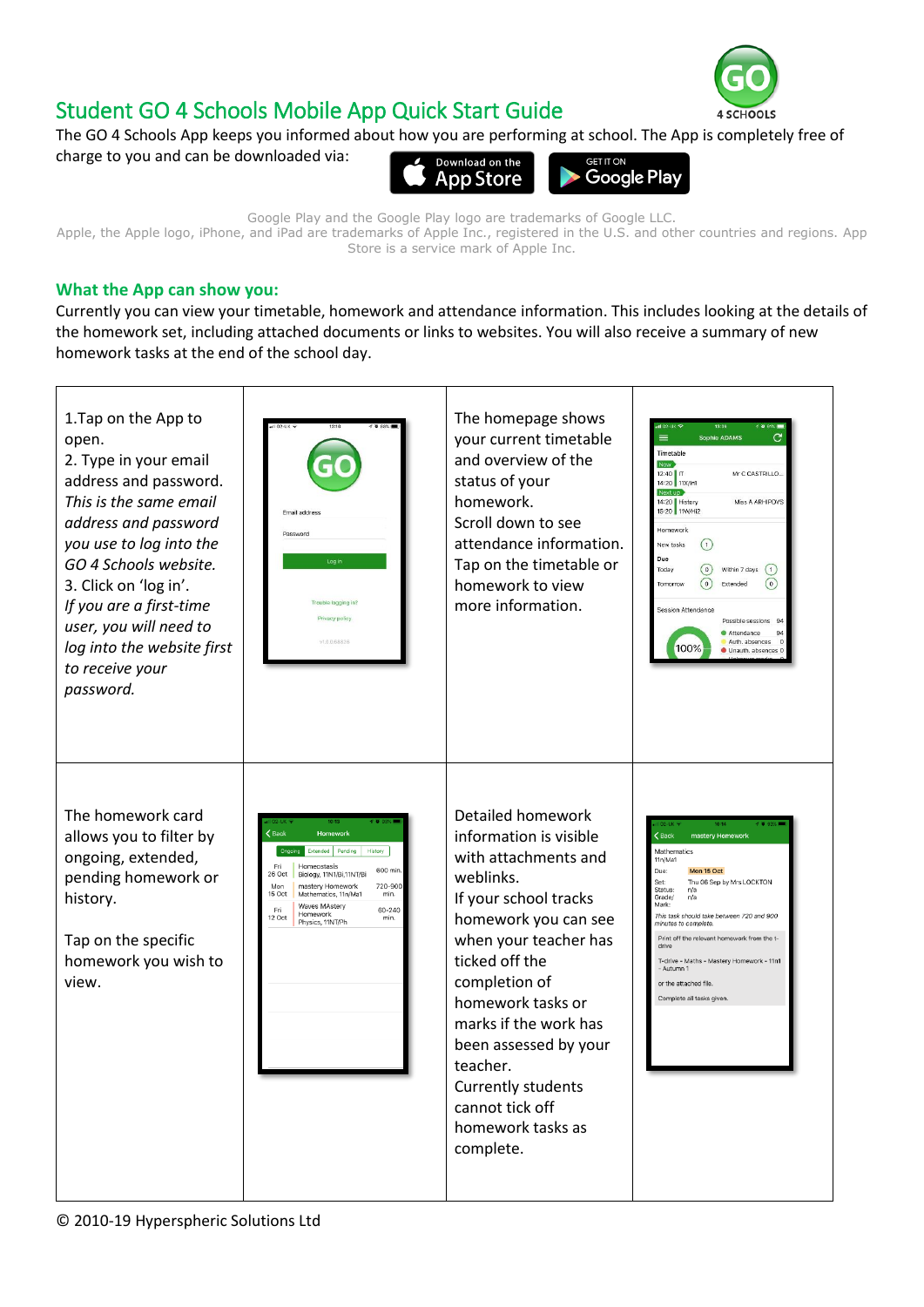# Student GO 4 Schools Mobile App Quick Start Guide

The GO 4 Schools App keeps you informed about how you are performing at school. The App is completely free of charge to you and can be downloaded via:

Google Play and the Google Play logo are trademarks of Google LLC.
Apple, the Apple logo, iPhone, and iPad are trademarks of Apple Inc., registered in the U.S. and other countries and regions. App Store is a service mark of Apple Inc.

## What the App can show you:

Currently you can view your timetable, homework and attendance information. This includes looking at the details of the homework set, including attached documents or links to websites. You will also receive a summary of new homework tasks at the end of the school day.

| | | | |
|---|---|---|---|
| 1.Tap on the App to open.<br>2. Type in your email address and password. *This is the same email address and password you use to log into the GO 4 Schools website.*<br>3. Click on 'log in'.<br>*If you are a first-time user, you will need to log into the website first to receive your password.* | | The homepage shows your current timetable and overview of the status of your homework.<br>Scroll down to see attendance information.<br>Tap on the timetable or homework to view more information. | |
| The homework card allows you to filter by ongoing, extended, pending homework or history.<br><br>Tap on the specific homework you wish to view. | | Detailed homework information is visible with attachments and weblinks.<br>If your school tracks homework you can see when your teacher has ticked off the completion of homework tasks or marks if the work has been assessed by your teacher.<br>Currently students cannot tick off homework tasks as complete. | |

© 2010-19 Hyperspheric Solutions Ltd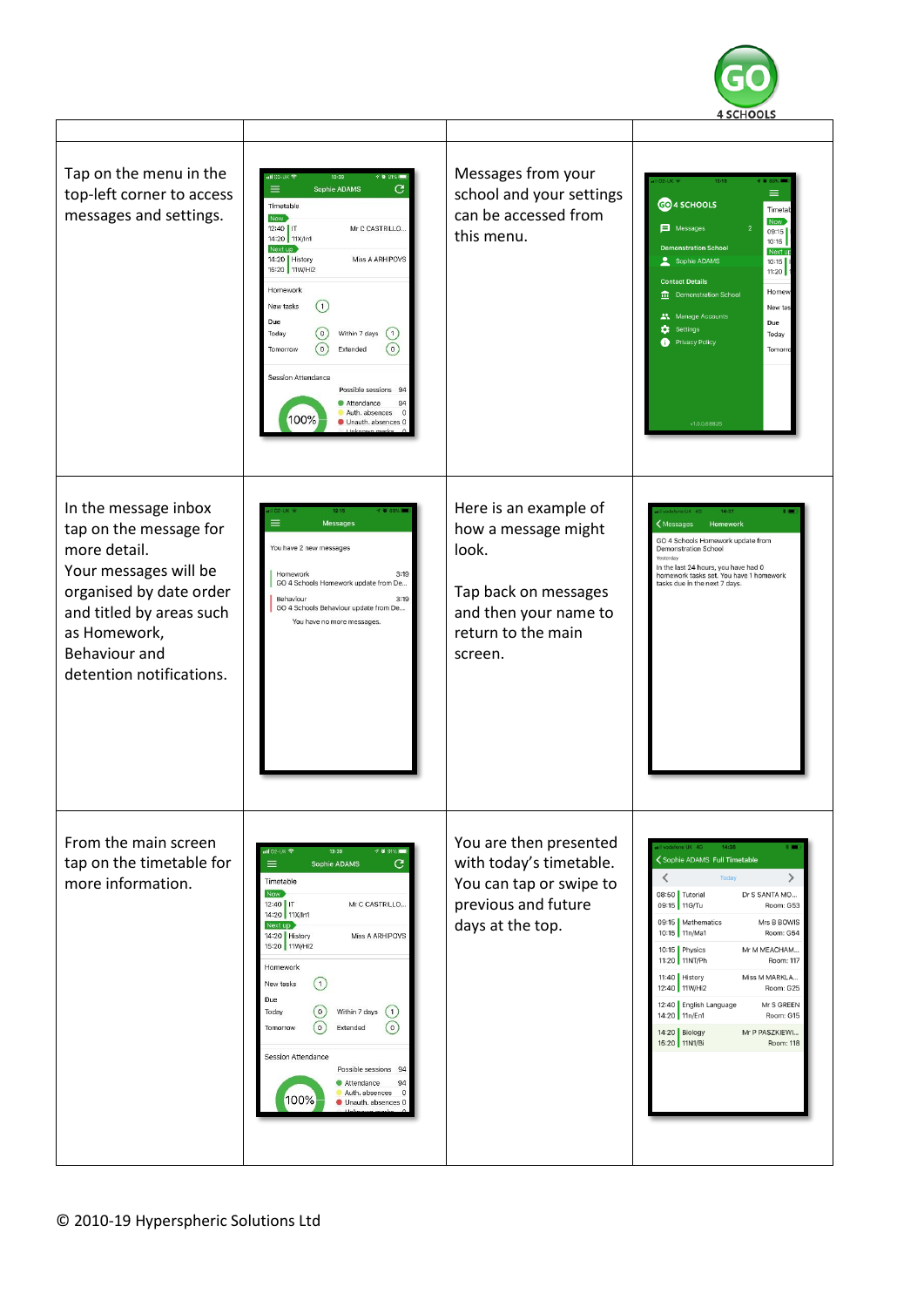| | | | |
|---|---|---|---|
| Tap on the menu in the top-left corner to access messages and settings. | | Messages from your school and your settings can be accessed from this menu. | |
| In the message inbox tap on the message for more detail.<br>Your messages will be organised by date order and titled by areas such as Homework, Behaviour and detention notifications. | | Here is an example of how a message might look.<br><br>Tap back on messages and then your name to return to the main screen. | |
| From the main screen tap on the timetable for more information. | | You are then presented with today's timetable. You can tap or swipe to previous and future days at the top. | |

© 2010-19 Hyperspheric Solutions Ltd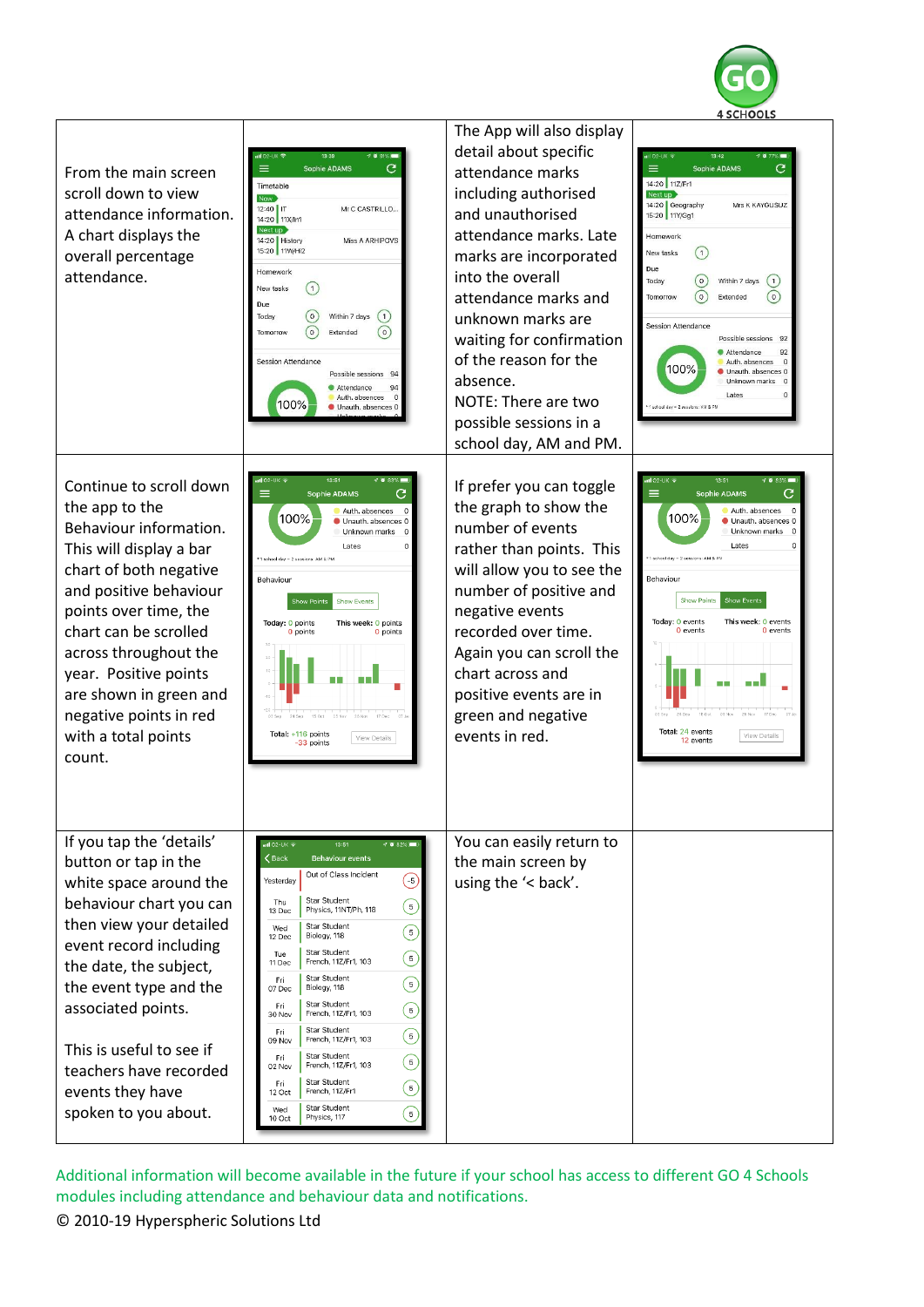From the main screen scroll down to view attendance information. A chart displays the overall percentage attendance.

The App will also display detail about specific attendance marks including authorised and unauthorised attendance marks. Late marks are incorporated into the overall attendance marks and unknown marks are waiting for confirmation of the reason for the absence.
NOTE: There are two possible sessions in a school day, AM and PM.

Continue to scroll down the app to the Behaviour information. This will display a bar chart of both negative and positive behaviour points over time, the chart can be scrolled across throughout the year. Positive points are shown in green and negative points in red with a total points count.

If prefer you can toggle the graph to show the number of events rather than points. This will allow you to see the number of positive and negative events recorded over time. Again you can scroll the chart across and positive events are in green and negative events in red.

If you tap the 'details' button or tap in the white space around the behaviour chart you can then view your detailed event record including the date, the subject, the event type and the associated points.

This is useful to see if teachers have recorded events they have spoken to you about.

You can easily return to the main screen by using the '< back'.

Additional information will become available in the future if your school has access to different GO 4 Schools modules including attendance and behaviour data and notifications.

© 2010-19 Hyperspheric Solutions Ltd